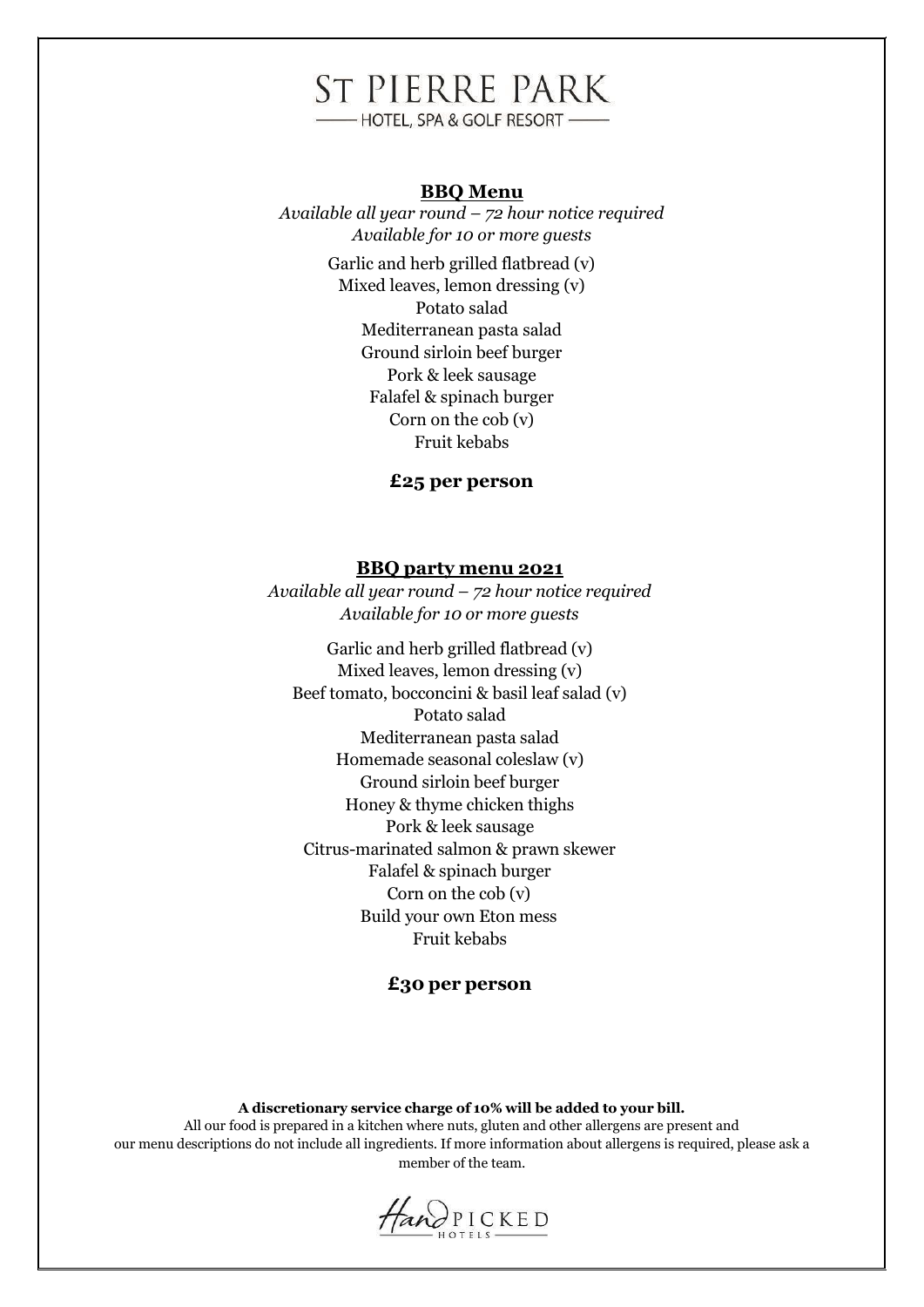# ST PIERRE PARK

HOTEL, SPA & GOLF RESORT

## BBQ Menu

*Available all year round – 72 hour notice required*
*Available for 10 or more guests*

Garlic and herb grilled flatbread (v)
Mixed leaves, lemon dressing (v)
Potato salad
Mediterranean pasta salad
Ground sirloin beef burger
Pork & leek sausage
Falafel & spinach burger
Corn on the cob (v)
Fruit kebabs

**£25 per person**

## BBQ party menu 2021

*Available all year round – 72 hour notice required*
*Available for 10 or more guests*

Garlic and herb grilled flatbread (v)
Mixed leaves, lemon dressing (v)
Beef tomato, bocconcini & basil leaf salad (v)
Potato salad
Mediterranean pasta salad
Homemade seasonal coleslaw (v)
Ground sirloin beef burger
Honey & thyme chicken thighs
Pork & leek sausage
Citrus-marinated salmon & prawn skewer
Falafel & spinach burger
Corn on the cob (v)
Build your own Eton mess
Fruit kebabs

**£30 per person**

**A discretionary service charge of 10% will be added to your bill.**
All our food is prepared in a kitchen where nuts, gluten and other allergens are present and our menu descriptions do not include all ingredients. If more information about allergens is required, please ask a member of the team.

HandPICKED HOTELS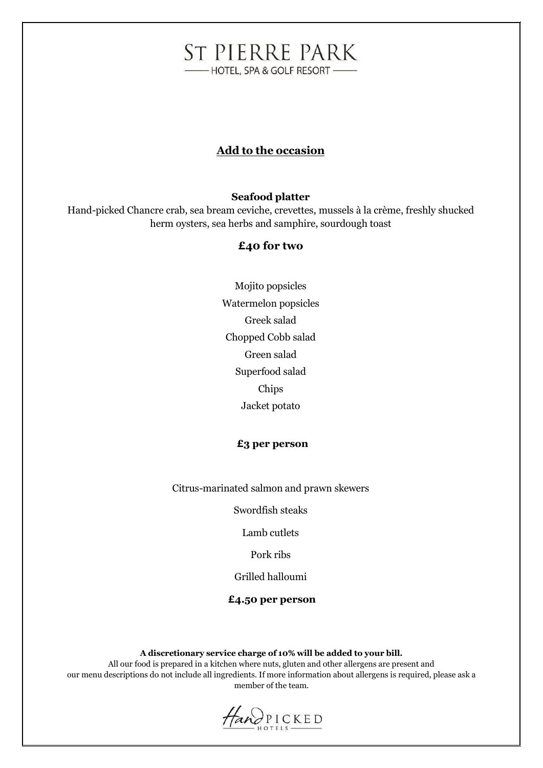# ST PIERRE PARK

HOTEL, SPA & GOLF RESORT

## Add to the occasion

**Seafood platter**

Hand-picked Chancre crab, sea bream ceviche, crevettes, mussels à la crème, freshly shucked herm oysters, sea herbs and samphire, sourdough toast

**£40 for two**

Mojito popsicles

Watermelon popsicles

Greek salad

Chopped Cobb salad

Green salad

Superfood salad

Chips

Jacket potato

**£3 per person**

Citrus-marinated salmon and prawn skewers

Swordfish steaks

Lamb cutlets

Pork ribs

Grilled halloumi

**£4.50 per person**

**A discretionary service charge of 10% will be added to your bill.**

All our food is prepared in a kitchen where nuts, gluten and other allergens are present and our menu descriptions do not include all ingredients. If more information about allergens is required, please ask a member of the team.

HandPICKED HOTELS